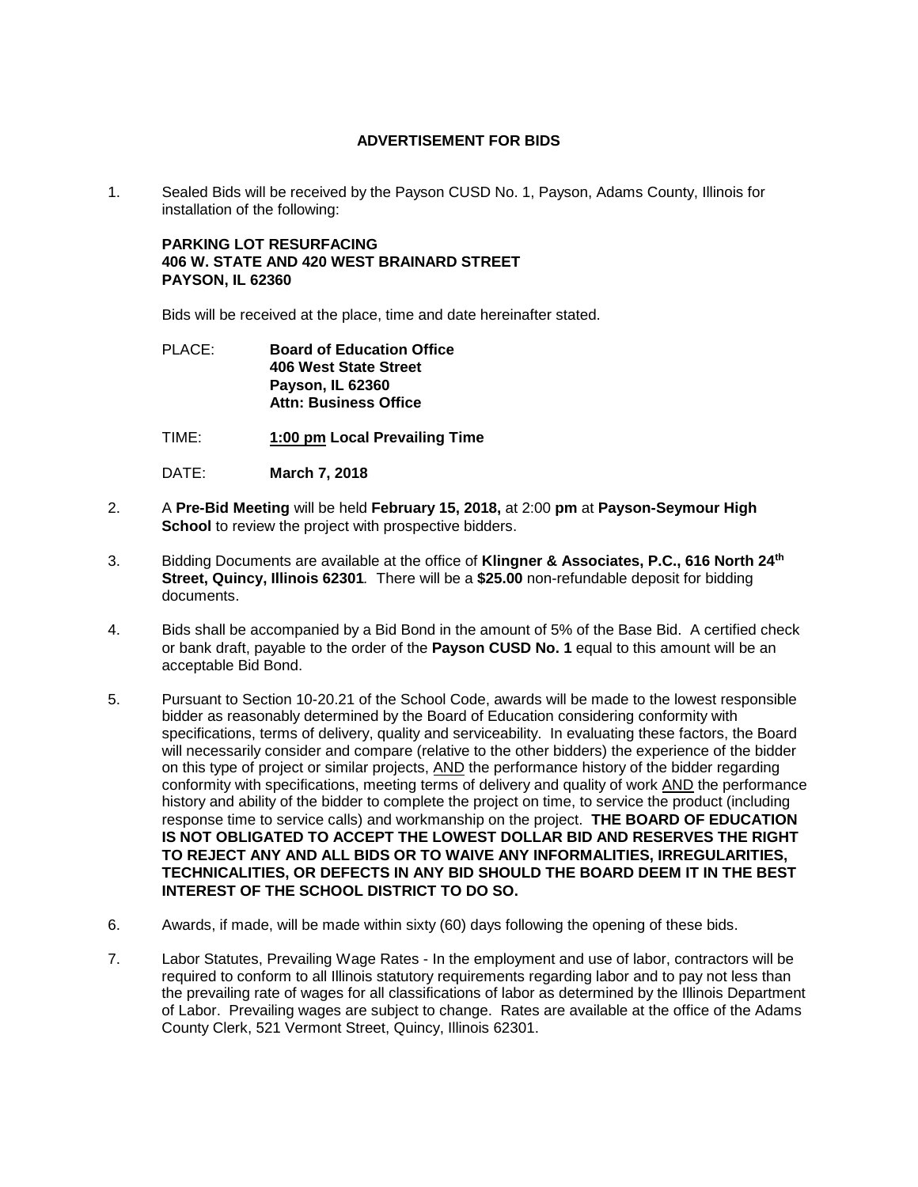# ADVERTISEMENT FOR BIDS

1. Sealed Bids will be received by the Payson CUSD No. 1, Payson, Adams County, Illinois for installation of the following:

   **PARKING LOT RESURFACING**
   **406 W. STATE AND 420 WEST BRAINARD STREET**
   **PAYSON, IL 62360**

   Bids will be received at the place, time and date hereinafter stated.

   PLACE: **Board of Education Office**
   **406 West State Street**
   **Payson, IL 62360**
   **Attn: Business Office**

   TIME: **1:00 pm Local Prevailing Time**

   DATE: **March 7, 2018**

2. A **Pre-Bid Meeting** will be held **February 15, 2018,** at 2:00 **pm** at **Payson-Seymour High School** to review the project with prospective bidders.

3. Bidding Documents are available at the office of **Klingner & Associates, P.C., 616 North 24th Street, Quincy, Illinois 62301**. There will be a **$25.00** non-refundable deposit for bidding documents.

4. Bids shall be accompanied by a Bid Bond in the amount of 5% of the Base Bid. A certified check or bank draft, payable to the order of the **Payson CUSD No. 1** equal to this amount will be an acceptable Bid Bond.

5. Pursuant to Section 10-20.21 of the School Code, awards will be made to the lowest responsible bidder as reasonably determined by the Board of Education considering conformity with specifications, terms of delivery, quality and serviceability. In evaluating these factors, the Board will necessarily consider and compare (relative to the other bidders) the experience of the bidder on this type of project or similar projects, AND the performance history of the bidder regarding conformity with specifications, meeting terms of delivery and quality of work AND the performance history and ability of the bidder to complete the project on time, to service the product (including response time to service calls) and workmanship on the project. **THE BOARD OF EDUCATION IS NOT OBLIGATED TO ACCEPT THE LOWEST DOLLAR BID AND RESERVES THE RIGHT TO REJECT ANY AND ALL BIDS OR TO WAIVE ANY INFORMALITIES, IRREGULARITIES, TECHNICALITIES, OR DEFECTS IN ANY BID SHOULD THE BOARD DEEM IT IN THE BEST INTEREST OF THE SCHOOL DISTRICT TO DO SO.**

6. Awards, if made, will be made within sixty (60) days following the opening of these bids.

7. Labor Statutes, Prevailing Wage Rates - In the employment and use of labor, contractors will be required to conform to all Illinois statutory requirements regarding labor and to pay not less than the prevailing rate of wages for all classifications of labor as determined by the Illinois Department of Labor. Prevailing wages are subject to change. Rates are available at the office of the Adams County Clerk, 521 Vermont Street, Quincy, Illinois 62301.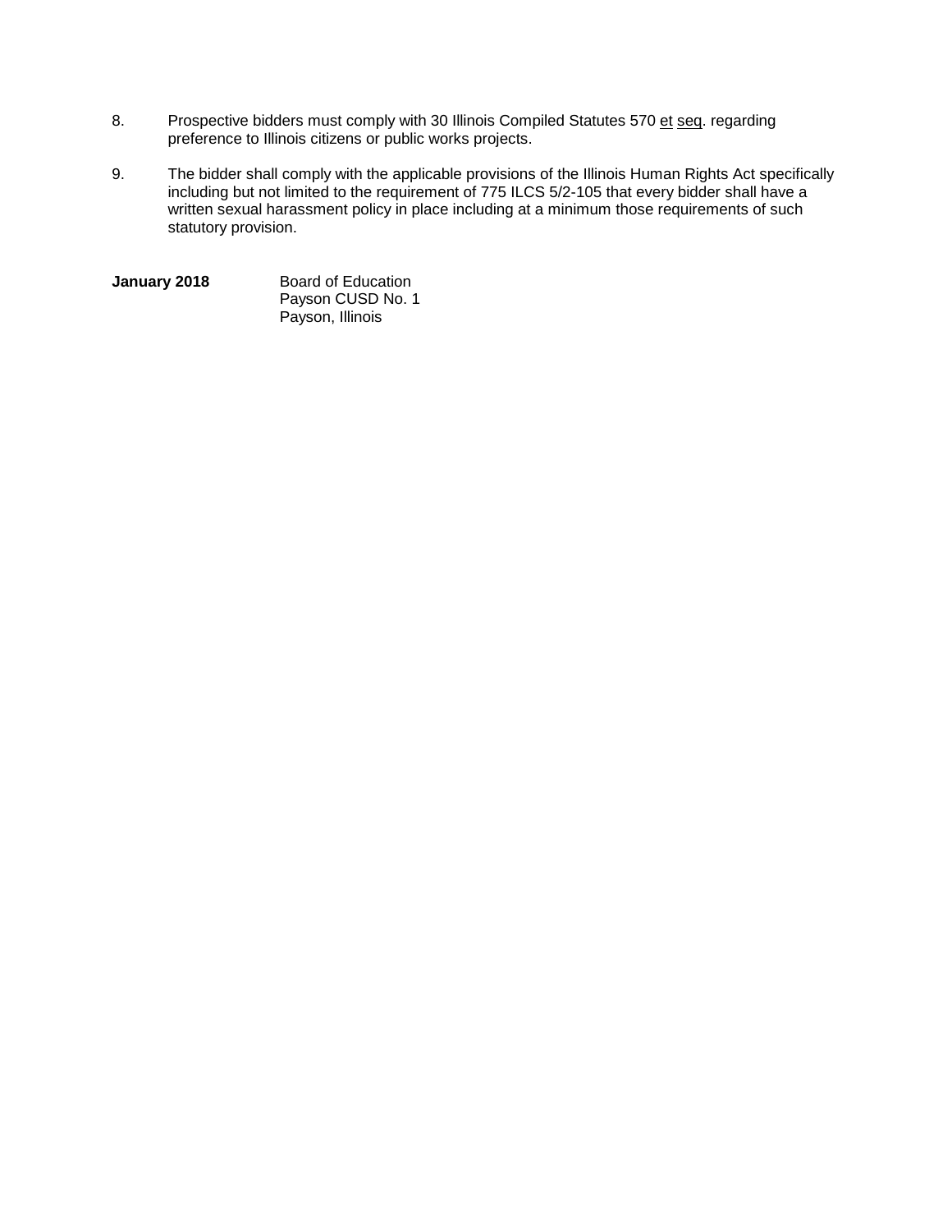8. Prospective bidders must comply with 30 Illinois Compiled Statutes 570 et seq. regarding preference to Illinois citizens or public works projects.

9. The bidder shall comply with the applicable provisions of the Illinois Human Rights Act specifically including but not limited to the requirement of 775 ILCS 5/2-105 that every bidder shall have a written sexual harassment policy in place including at a minimum those requirements of such statutory provision.

**January 2018**

Board of Education
Payson CUSD No. 1
Payson, Illinois